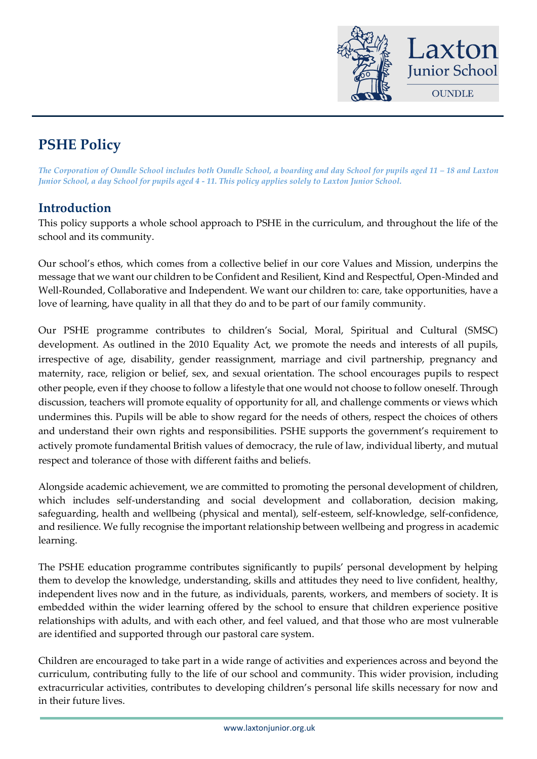# PSHE Policy

*The Corporation of Oundle School includes both Oundle School, a boarding and day School for pupils aged 11 – 18 and Laxton Junior School, a day School for pupils aged 4 - 11. This policy applies solely to Laxton Junior School.*

## Introduction

This policy supports a whole school approach to PSHE in the curriculum, and throughout the life of the school and its community.

Our school's ethos, which comes from a collective belief in our core Values and Mission, underpins the message that we want our children to be Confident and Resilient, Kind and Respectful, Open-Minded and Well-Rounded, Collaborative and Independent. We want our children to: care, take opportunities, have a love of learning, have quality in all that they do and to be part of our family community.

Our PSHE programme contributes to children's Social, Moral, Spiritual and Cultural (SMSC) development. As outlined in the 2010 Equality Act, we promote the needs and interests of all pupils, irrespective of age, disability, gender reassignment, marriage and civil partnership, pregnancy and maternity, race, religion or belief, sex, and sexual orientation. The school encourages pupils to respect other people, even if they choose to follow a lifestyle that one would not choose to follow oneself. Through discussion, teachers will promote equality of opportunity for all, and challenge comments or views which undermines this. Pupils will be able to show regard for the needs of others, respect the choices of others and understand their own rights and responsibilities. PSHE supports the government's requirement to actively promote fundamental British values of democracy, the rule of law, individual liberty, and mutual respect and tolerance of those with different faiths and beliefs.

Alongside academic achievement, we are committed to promoting the personal development of children, which includes self-understanding and social development and collaboration, decision making, safeguarding, health and wellbeing (physical and mental), self-esteem, self-knowledge, self-confidence, and resilience. We fully recognise the important relationship between wellbeing and progress in academic learning.

The PSHE education programme contributes significantly to pupils' personal development by helping them to develop the knowledge, understanding, skills and attitudes they need to live confident, healthy, independent lives now and in the future, as individuals, parents, workers, and members of society. It is embedded within the wider learning offered by the school to ensure that children experience positive relationships with adults, and with each other, and feel valued, and that those who are most vulnerable are identified and supported through our pastoral care system.

Children are encouraged to take part in a wide range of activities and experiences across and beyond the curriculum, contributing fully to the life of our school and community. This wider provision, including extracurricular activities, contributes to developing children's personal life skills necessary for now and in their future lives.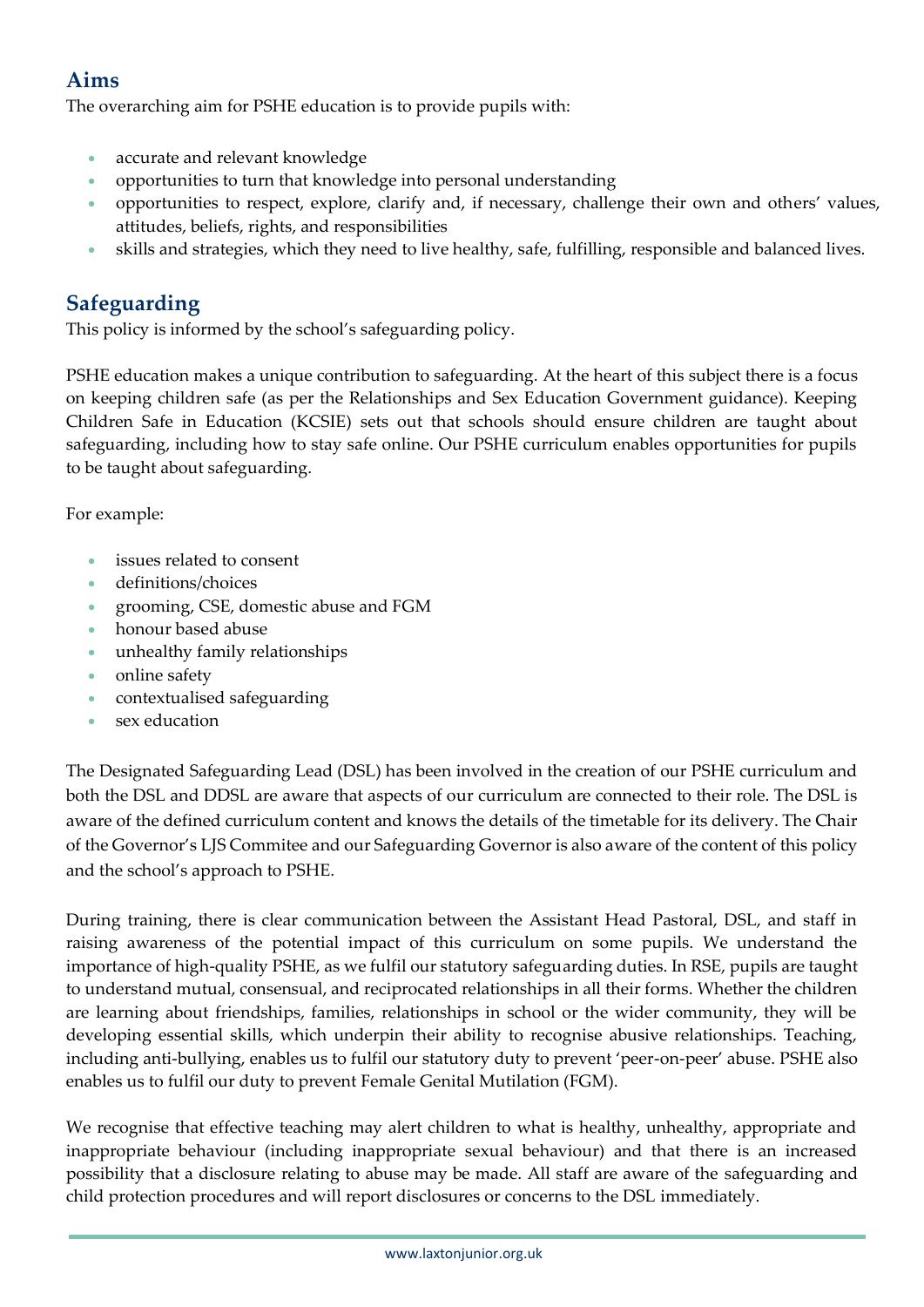## Aims

The overarching aim for PSHE education is to provide pupils with:

- accurate and relevant knowledge
- opportunities to turn that knowledge into personal understanding
- opportunities to respect, explore, clarify and, if necessary, challenge their own and others' values, attitudes, beliefs, rights, and responsibilities
- skills and strategies, which they need to live healthy, safe, fulfilling, responsible and balanced lives.

## Safeguarding

This policy is informed by the school's safeguarding policy.

PSHE education makes a unique contribution to safeguarding. At the heart of this subject there is a focus on keeping children safe (as per the Relationships and Sex Education Government guidance). Keeping Children Safe in Education (KCSIE) sets out that schools should ensure children are taught about safeguarding, including how to stay safe online. Our PSHE curriculum enables opportunities for pupils to be taught about safeguarding.

For example:

- issues related to consent
- definitions/choices
- grooming, CSE, domestic abuse and FGM
- honour based abuse
- unhealthy family relationships
- online safety
- contextualised safeguarding
- sex education

The Designated Safeguarding Lead (DSL) has been involved in the creation of our PSHE curriculum and both the DSL and DDSL are aware that aspects of our curriculum are connected to their role. The DSL is aware of the defined curriculum content and knows the details of the timetable for its delivery. The Chair of the Governor's LJS Commitee and our Safeguarding Governor is also aware of the content of this policy and the school's approach to PSHE.

During training, there is clear communication between the Assistant Head Pastoral, DSL, and staff in raising awareness of the potential impact of this curriculum on some pupils. We understand the importance of high-quality PSHE, as we fulfil our statutory safeguarding duties. In RSE, pupils are taught to understand mutual, consensual, and reciprocated relationships in all their forms. Whether the children are learning about friendships, families, relationships in school or the wider community, they will be developing essential skills, which underpin their ability to recognise abusive relationships. Teaching, including anti-bullying, enables us to fulfil our statutory duty to prevent 'peer-on-peer' abuse. PSHE also enables us to fulfil our duty to prevent Female Genital Mutilation (FGM).

We recognise that effective teaching may alert children to what is healthy, unhealthy, appropriate and inappropriate behaviour (including inappropriate sexual behaviour) and that there is an increased possibility that a disclosure relating to abuse may be made. All staff are aware of the safeguarding and child protection procedures and will report disclosures or concerns to the DSL immediately.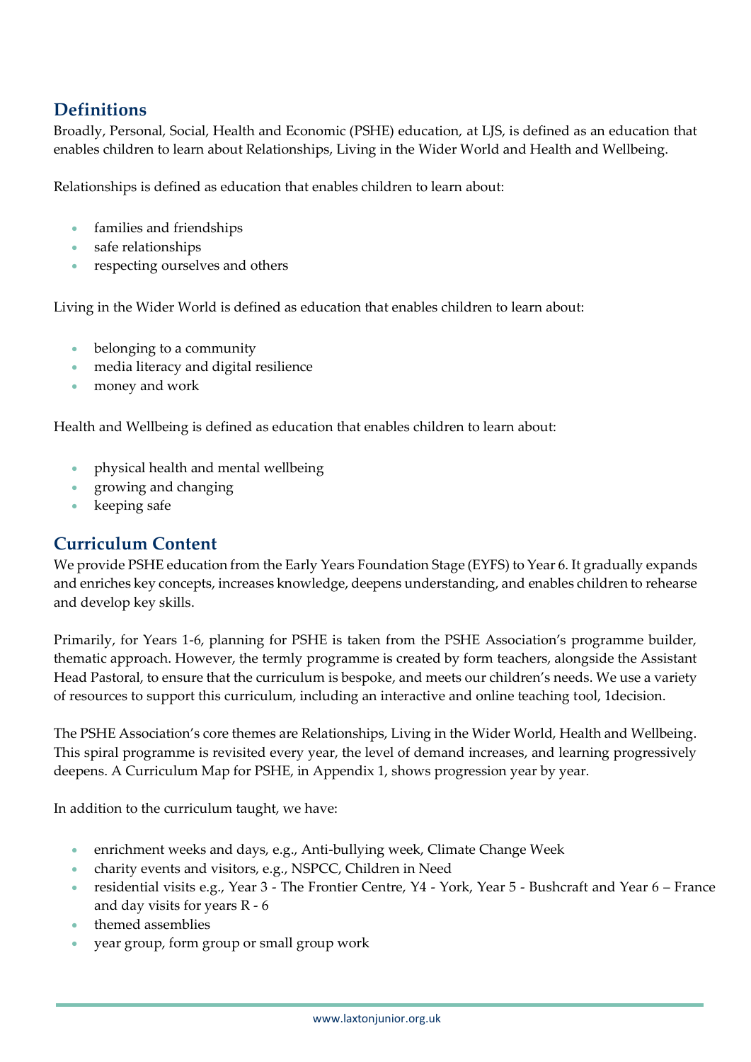## Definitions

Broadly, Personal, Social, Health and Economic (PSHE) education, at LJS, is defined as an education that enables children to learn about Relationships, Living in the Wider World and Health and Wellbeing.

Relationships is defined as education that enables children to learn about:

- families and friendships
- safe relationships
- respecting ourselves and others

Living in the Wider World is defined as education that enables children to learn about:

- belonging to a community
- media literacy and digital resilience
- money and work

Health and Wellbeing is defined as education that enables children to learn about:

- physical health and mental wellbeing
- growing and changing
- keeping safe

## Curriculum Content

We provide PSHE education from the Early Years Foundation Stage (EYFS) to Year 6. It gradually expands and enriches key concepts, increases knowledge, deepens understanding, and enables children to rehearse and develop key skills.

Primarily, for Years 1-6, planning for PSHE is taken from the PSHE Association's programme builder, thematic approach. However, the termly programme is created by form teachers, alongside the Assistant Head Pastoral, to ensure that the curriculum is bespoke, and meets our children's needs. We use a variety of resources to support this curriculum, including an interactive and online teaching tool, 1decision.

The PSHE Association's core themes are Relationships, Living in the Wider World, Health and Wellbeing. This spiral programme is revisited every year, the level of demand increases, and learning progressively deepens. A Curriculum Map for PSHE, in Appendix 1, shows progression year by year.

In addition to the curriculum taught, we have:

- enrichment weeks and days, e.g., Anti-bullying week, Climate Change Week
- charity events and visitors, e.g., NSPCC, Children in Need
- residential visits e.g., Year 3 - The Frontier Centre, Y4 - York, Year 5 - Bushcraft and Year 6 – France and day visits for years R - 6
- themed assemblies
- year group, form group or small group work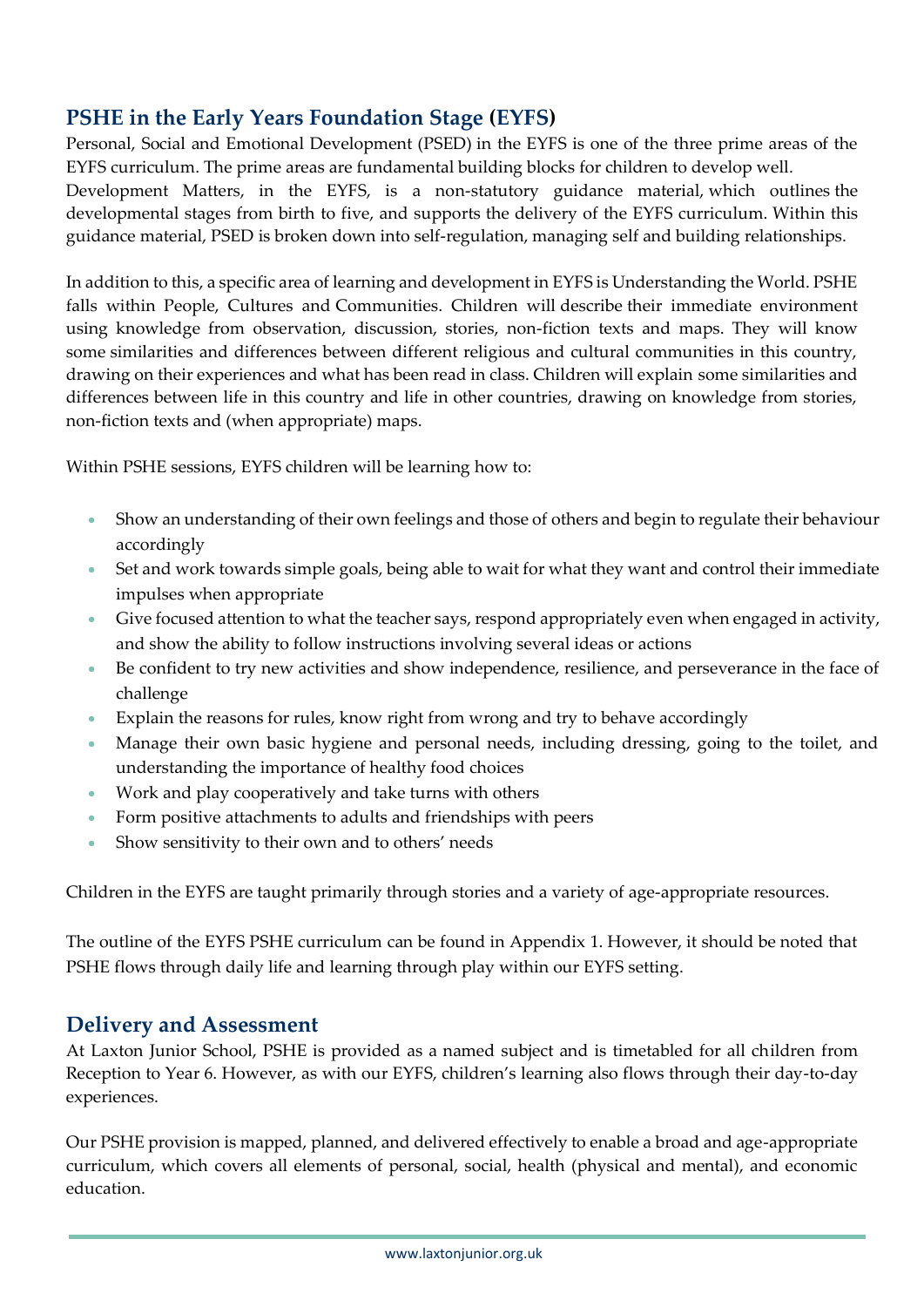## PSHE in the Early Years Foundation Stage (EYFS)

Personal, Social and Emotional Development (PSED) in the EYFS is one of the three prime areas of the EYFS curriculum. The prime areas are fundamental building blocks for children to develop well.
Development Matters, in the EYFS, is a non-statutory guidance material, which outlines the developmental stages from birth to five, and supports the delivery of the EYFS curriculum. Within this guidance material, PSED is broken down into self-regulation, managing self and building relationships.

In addition to this, a specific area of learning and development in EYFS is Understanding the World. PSHE falls within People, Cultures and Communities. Children will describe their immediate environment using knowledge from observation, discussion, stories, non-fiction texts and maps. They will know some similarities and differences between different religious and cultural communities in this country, drawing on their experiences and what has been read in class. Children will explain some similarities and differences between life in this country and life in other countries, drawing on knowledge from stories, non-fiction texts and (when appropriate) maps.

Within PSHE sessions, EYFS children will be learning how to:

- Show an understanding of their own feelings and those of others and begin to regulate their behaviour accordingly
- Set and work towards simple goals, being able to wait for what they want and control their immediate impulses when appropriate
- Give focused attention to what the teacher says, respond appropriately even when engaged in activity, and show the ability to follow instructions involving several ideas or actions
- Be confident to try new activities and show independence, resilience, and perseverance in the face of challenge
- Explain the reasons for rules, know right from wrong and try to behave accordingly
- Manage their own basic hygiene and personal needs, including dressing, going to the toilet, and understanding the importance of healthy food choices
- Work and play cooperatively and take turns with others
- Form positive attachments to adults and friendships with peers
- Show sensitivity to their own and to others' needs

Children in the EYFS are taught primarily through stories and a variety of age-appropriate resources.

The outline of the EYFS PSHE curriculum can be found in Appendix 1. However, it should be noted that PSHE flows through daily life and learning through play within our EYFS setting.

## Delivery and Assessment

At Laxton Junior School, PSHE is provided as a named subject and is timetabled for all children from Reception to Year 6. However, as with our EYFS, children's learning also flows through their day-to-day experiences.

Our PSHE provision is mapped, planned, and delivered effectively to enable a broad and age-appropriate curriculum, which covers all elements of personal, social, health (physical and mental), and economic education.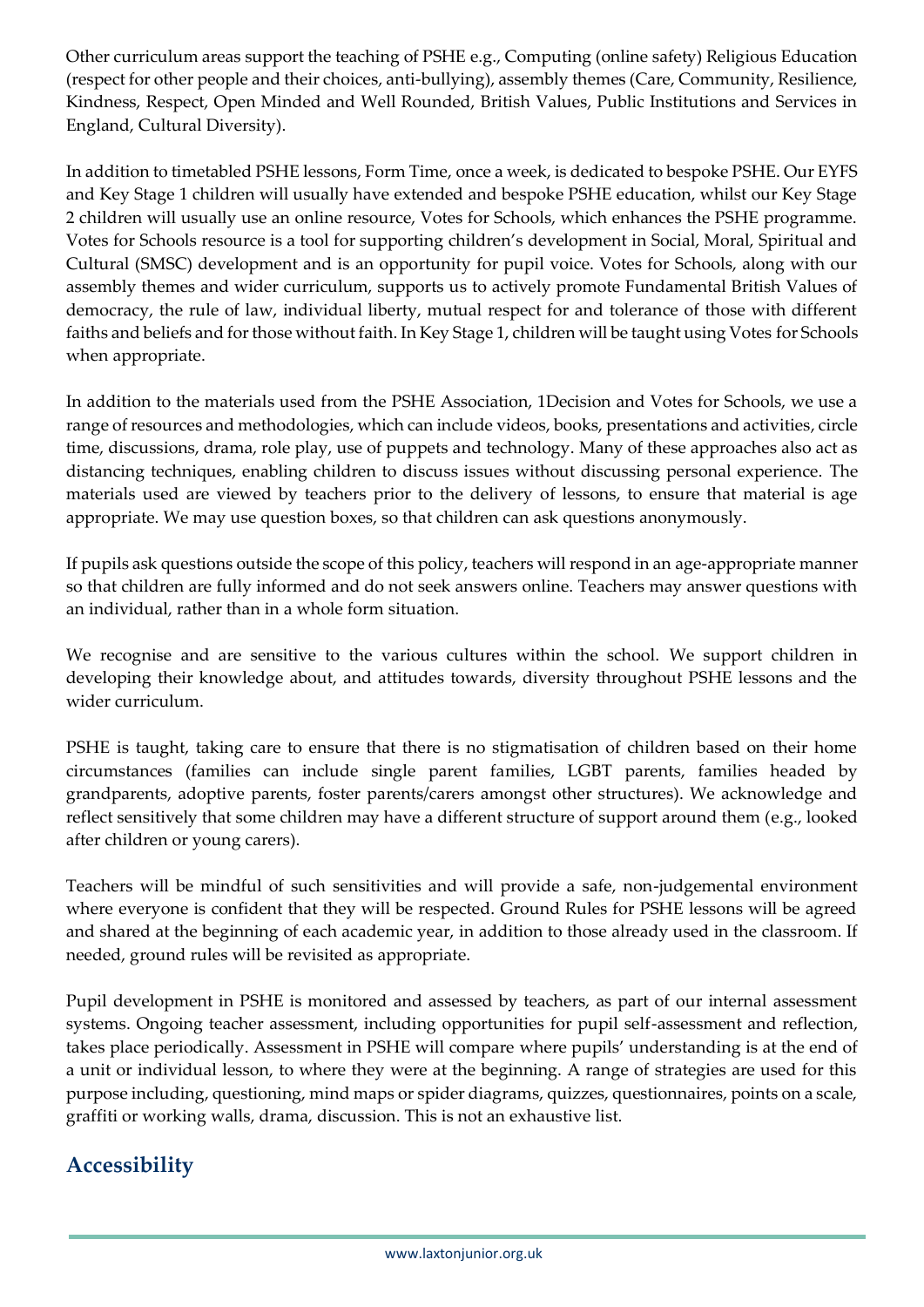Other curriculum areas support the teaching of PSHE e.g., Computing (online safety) Religious Education (respect for other people and their choices, anti-bullying), assembly themes (Care, Community, Resilience, Kindness, Respect, Open Minded and Well Rounded, British Values, Public Institutions and Services in England, Cultural Diversity).

In addition to timetabled PSHE lessons, Form Time, once a week, is dedicated to bespoke PSHE. Our EYFS and Key Stage 1 children will usually have extended and bespoke PSHE education, whilst our Key Stage 2 children will usually use an online resource, Votes for Schools, which enhances the PSHE programme. Votes for Schools resource is a tool for supporting children's development in Social, Moral, Spiritual and Cultural (SMSC) development and is an opportunity for pupil voice. Votes for Schools, along with our assembly themes and wider curriculum, supports us to actively promote Fundamental British Values of democracy, the rule of law, individual liberty, mutual respect for and tolerance of those with different faiths and beliefs and for those without faith. In Key Stage 1, children will be taught using Votes for Schools when appropriate.

In addition to the materials used from the PSHE Association, 1Decision and Votes for Schools, we use a range of resources and methodologies, which can include videos, books, presentations and activities, circle time, discussions, drama, role play, use of puppets and technology. Many of these approaches also act as distancing techniques, enabling children to discuss issues without discussing personal experience. The materials used are viewed by teachers prior to the delivery of lessons, to ensure that material is age appropriate. We may use question boxes, so that children can ask questions anonymously.

If pupils ask questions outside the scope of this policy, teachers will respond in an age-appropriate manner so that children are fully informed and do not seek answers online. Teachers may answer questions with an individual, rather than in a whole form situation.

We recognise and are sensitive to the various cultures within the school. We support children in developing their knowledge about, and attitudes towards, diversity throughout PSHE lessons and the wider curriculum.

PSHE is taught, taking care to ensure that there is no stigmatisation of children based on their home circumstances (families can include single parent families, LGBT parents, families headed by grandparents, adoptive parents, foster parents/carers amongst other structures). We acknowledge and reflect sensitively that some children may have a different structure of support around them (e.g., looked after children or young carers).

Teachers will be mindful of such sensitivities and will provide a safe, non-judgemental environment where everyone is confident that they will be respected. Ground Rules for PSHE lessons will be agreed and shared at the beginning of each academic year, in addition to those already used in the classroom. If needed, ground rules will be revisited as appropriate.

Pupil development in PSHE is monitored and assessed by teachers, as part of our internal assessment systems. Ongoing teacher assessment, including opportunities for pupil self-assessment and reflection, takes place periodically. Assessment in PSHE will compare where pupils' understanding is at the end of a unit or individual lesson, to where they were at the beginning. A range of strategies are used for this purpose including, questioning, mind maps or spider diagrams, quizzes, questionnaires, points on a scale, graffiti or working walls, drama, discussion. This is not an exhaustive list.

## Accessibility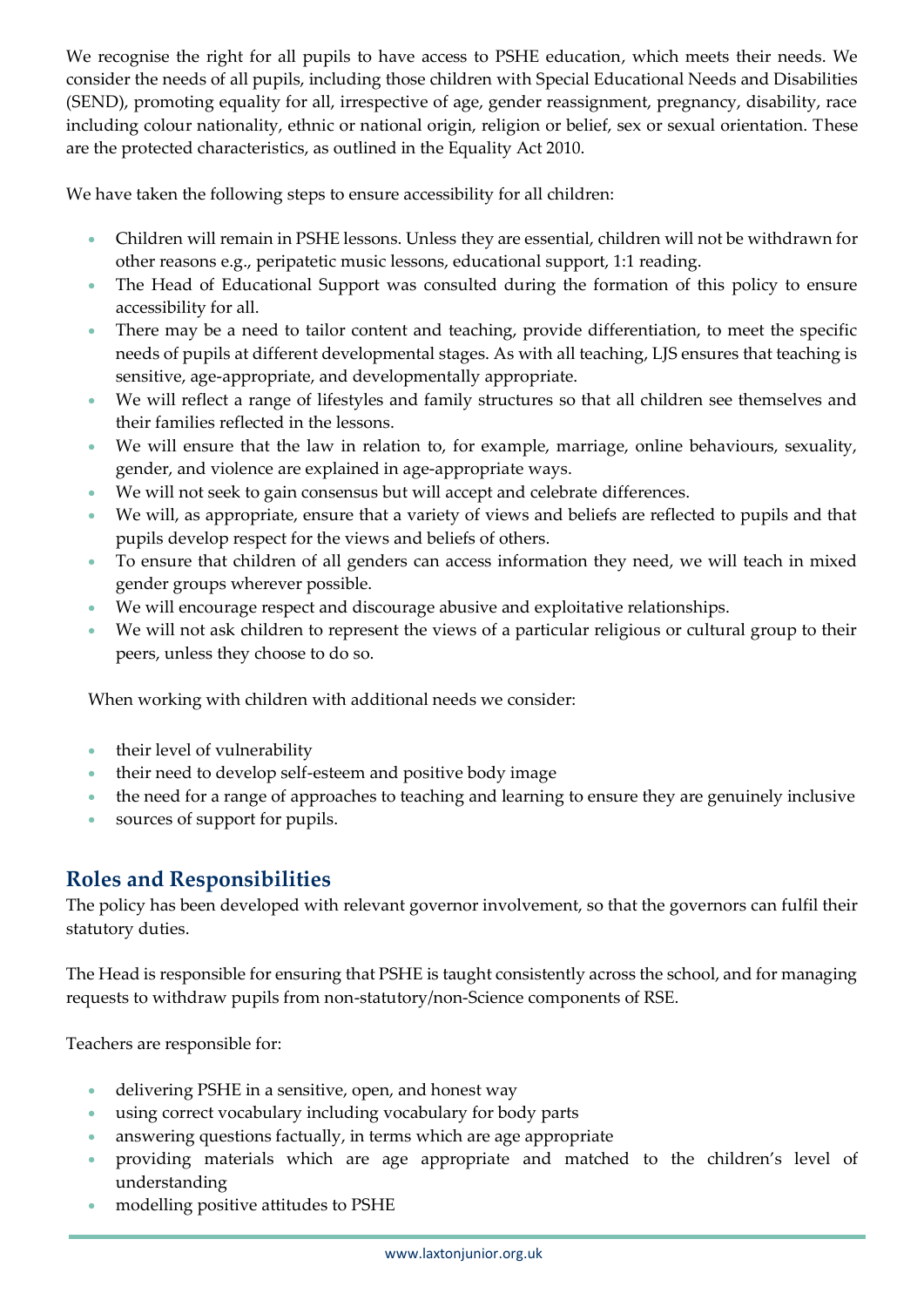We recognise the right for all pupils to have access to PSHE education, which meets their needs. We consider the needs of all pupils, including those children with Special Educational Needs and Disabilities (SEND), promoting equality for all, irrespective of age, gender reassignment, pregnancy, disability, race including colour nationality, ethnic or national origin, religion or belief, sex or sexual orientation. These are the protected characteristics, as outlined in the Equality Act 2010.

We have taken the following steps to ensure accessibility for all children:

- Children will remain in PSHE lessons. Unless they are essential, children will not be withdrawn for other reasons e.g., peripatetic music lessons, educational support, 1:1 reading.
- The Head of Educational Support was consulted during the formation of this policy to ensure accessibility for all.
- There may be a need to tailor content and teaching, provide differentiation, to meet the specific needs of pupils at different developmental stages. As with all teaching, LJS ensures that teaching is sensitive, age-appropriate, and developmentally appropriate.
- We will reflect a range of lifestyles and family structures so that all children see themselves and their families reflected in the lessons.
- We will ensure that the law in relation to, for example, marriage, online behaviours, sexuality, gender, and violence are explained in age-appropriate ways.
- We will not seek to gain consensus but will accept and celebrate differences.
- We will, as appropriate, ensure that a variety of views and beliefs are reflected to pupils and that pupils develop respect for the views and beliefs of others.
- To ensure that children of all genders can access information they need, we will teach in mixed gender groups wherever possible.
- We will encourage respect and discourage abusive and exploitative relationships.
- We will not ask children to represent the views of a particular religious or cultural group to their peers, unless they choose to do so.

When working with children with additional needs we consider:

- their level of vulnerability
- their need to develop self-esteem and positive body image
- the need for a range of approaches to teaching and learning to ensure they are genuinely inclusive
- sources of support for pupils.

## Roles and Responsibilities

The policy has been developed with relevant governor involvement, so that the governors can fulfil their statutory duties.

The Head is responsible for ensuring that PSHE is taught consistently across the school, and for managing requests to withdraw pupils from non-statutory/non-Science components of RSE.

Teachers are responsible for:

- delivering PSHE in a sensitive, open, and honest way
- using correct vocabulary including vocabulary for body parts
- answering questions factually, in terms which are age appropriate
- providing materials which are age appropriate and matched to the children's level of understanding
- modelling positive attitudes to PSHE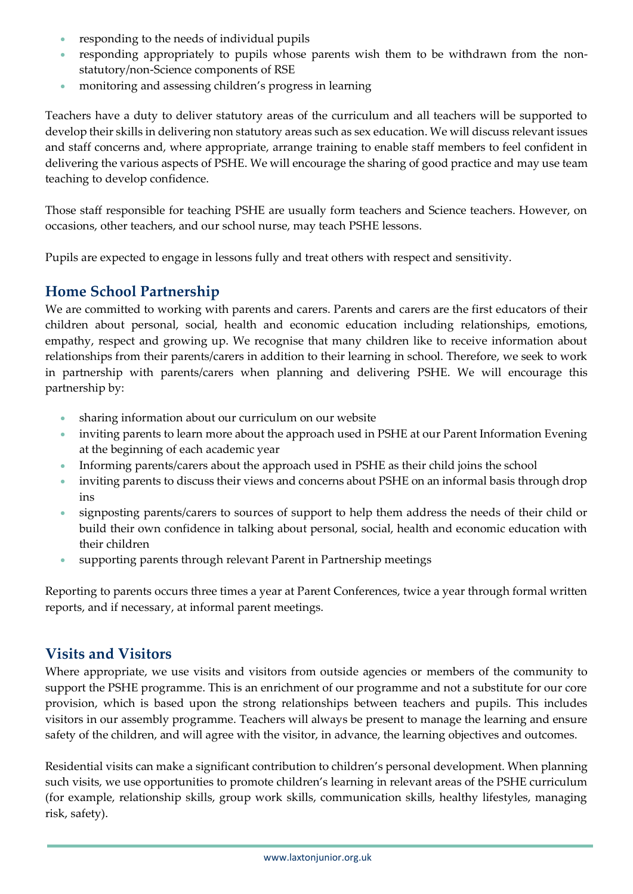- responding to the needs of individual pupils
- responding appropriately to pupils whose parents wish them to be withdrawn from the non-statutory/non-Science components of RSE
- monitoring and assessing children's progress in learning

Teachers have a duty to deliver statutory areas of the curriculum and all teachers will be supported to develop their skills in delivering non statutory areas such as sex education. We will discuss relevant issues and staff concerns and, where appropriate, arrange training to enable staff members to feel confident in delivering the various aspects of PSHE. We will encourage the sharing of good practice and may use team teaching to develop confidence.

Those staff responsible for teaching PSHE are usually form teachers and Science teachers. However, on occasions, other teachers, and our school nurse, may teach PSHE lessons.

Pupils are expected to engage in lessons fully and treat others with respect and sensitivity.

## Home School Partnership

We are committed to working with parents and carers. Parents and carers are the first educators of their children about personal, social, health and economic education including relationships, emotions, empathy, respect and growing up. We recognise that many children like to receive information about relationships from their parents/carers in addition to their learning in school. Therefore, we seek to work in partnership with parents/carers when planning and delivering PSHE. We will encourage this partnership by:

- sharing information about our curriculum on our website
- inviting parents to learn more about the approach used in PSHE at our Parent Information Evening at the beginning of each academic year
- Informing parents/carers about the approach used in PSHE as their child joins the school
- inviting parents to discuss their views and concerns about PSHE on an informal basis through drop ins
- signposting parents/carers to sources of support to help them address the needs of their child or build their own confidence in talking about personal, social, health and economic education with their children
- supporting parents through relevant Parent in Partnership meetings

Reporting to parents occurs three times a year at Parent Conferences, twice a year through formal written reports, and if necessary, at informal parent meetings.

## Visits and Visitors

Where appropriate, we use visits and visitors from outside agencies or members of the community to support the PSHE programme. This is an enrichment of our programme and not a substitute for our core provision, which is based upon the strong relationships between teachers and pupils. This includes visitors in our assembly programme. Teachers will always be present to manage the learning and ensure safety of the children, and will agree with the visitor, in advance, the learning objectives and outcomes.

Residential visits can make a significant contribution to children's personal development. When planning such visits, we use opportunities to promote children's learning in relevant areas of the PSHE curriculum (for example, relationship skills, group work skills, communication skills, healthy lifestyles, managing risk, safety).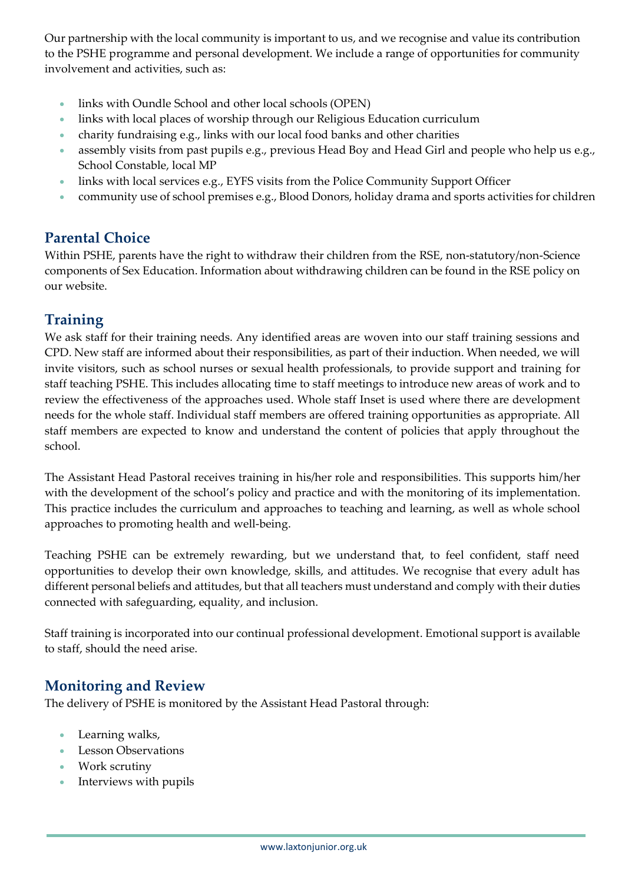Our partnership with the local community is important to us, and we recognise and value its contribution to the PSHE programme and personal development. We include a range of opportunities for community involvement and activities, such as:

- links with Oundle School and other local schools (OPEN)
- links with local places of worship through our Religious Education curriculum
- charity fundraising e.g., links with our local food banks and other charities
- assembly visits from past pupils e.g., previous Head Boy and Head Girl and people who help us e.g., School Constable, local MP
- links with local services e.g., EYFS visits from the Police Community Support Officer
- community use of school premises e.g., Blood Donors, holiday drama and sports activities for children

## Parental Choice

Within PSHE, parents have the right to withdraw their children from the RSE, non-statutory/non-Science components of Sex Education. Information about withdrawing children can be found in the RSE policy on our website.

## Training

We ask staff for their training needs. Any identified areas are woven into our staff training sessions and CPD. New staff are informed about their responsibilities, as part of their induction. When needed, we will invite visitors, such as school nurses or sexual health professionals, to provide support and training for staff teaching PSHE. This includes allocating time to staff meetings to introduce new areas of work and to review the effectiveness of the approaches used. Whole staff Inset is used where there are development needs for the whole staff. Individual staff members are offered training opportunities as appropriate. All staff members are expected to know and understand the content of policies that apply throughout the school.

The Assistant Head Pastoral receives training in his/her role and responsibilities. This supports him/her with the development of the school's policy and practice and with the monitoring of its implementation. This practice includes the curriculum and approaches to teaching and learning, as well as whole school approaches to promoting health and well-being.

Teaching PSHE can be extremely rewarding, but we understand that, to feel confident, staff need opportunities to develop their own knowledge, skills, and attitudes. We recognise that every adult has different personal beliefs and attitudes, but that all teachers must understand and comply with their duties connected with safeguarding, equality, and inclusion.

Staff training is incorporated into our continual professional development. Emotional support is available to staff, should the need arise.

## Monitoring and Review

The delivery of PSHE is monitored by the Assistant Head Pastoral through:

- Learning walks,
- Lesson Observations
- Work scrutiny
- Interviews with pupils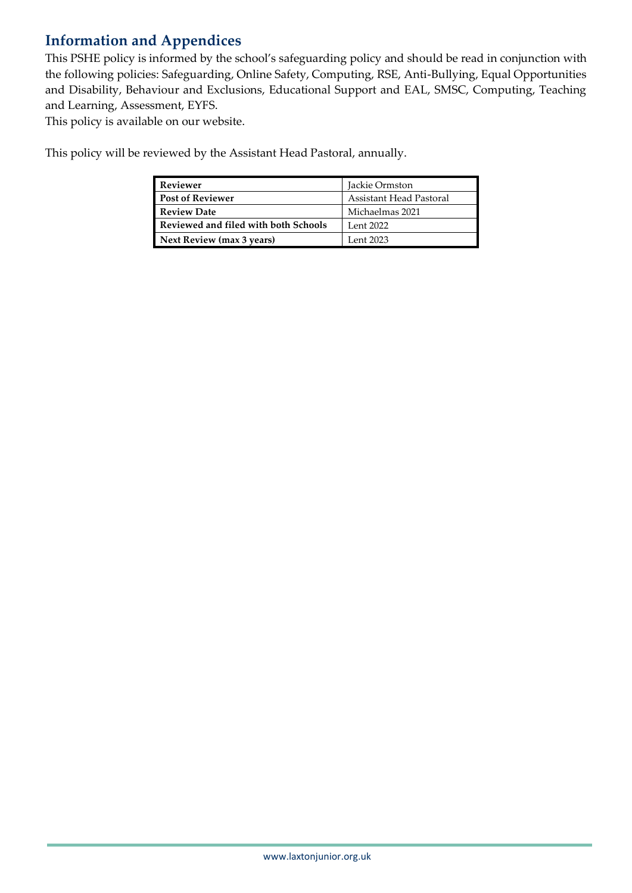## Information and Appendices

This PSHE policy is informed by the school's safeguarding policy and should be read in conjunction with the following policies: Safeguarding, Online Safety, Computing, RSE, Anti-Bullying, Equal Opportunities and Disability, Behaviour and Exclusions, Educational Support and EAL, SMSC, Computing, Teaching and Learning, Assessment, EYFS.

This policy is available on our website.

This policy will be reviewed by the Assistant Head Pastoral, annually.

| | |
|---|---|
| **Reviewer** | Jackie Ormston |
| **Post of Reviewer** | Assistant Head Pastoral |
| **Review Date** | Michaelmas 2021 |
| **Reviewed and filed with both Schools** | Lent 2022 |
| **Next Review (max 3 years)** | Lent 2023 |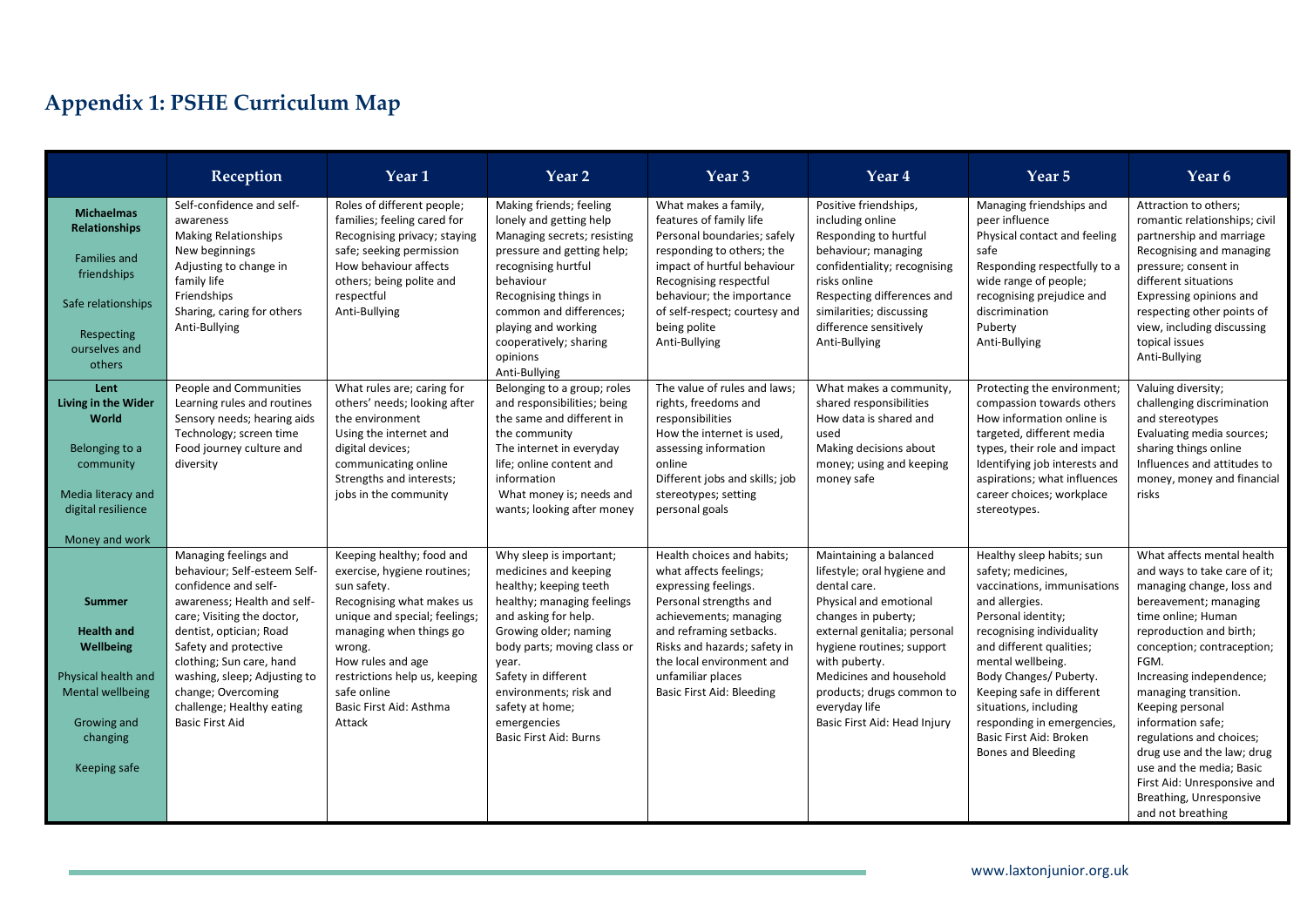# Appendix 1: PSHE Curriculum Map

| | Reception | Year 1 | Year 2 | Year 3 | Year 4 | Year 5 | Year 6 |
|---|---|---|---|---|---|---|---|
| **Michaelmas Relationships**<br><br>Families and friendships<br><br>Safe relationships<br><br>Respecting ourselves and others | Self-confidence and self-awareness<br>Making Relationships<br>New beginnings<br>Adjusting to change in family life<br>Friendships<br>Sharing, caring for others<br>Anti-Bullying | Roles of different people; families; feeling cared for<br>Recognising privacy; staying safe; seeking permission<br>How behaviour affects others; being polite and respectful<br>Anti-Bullying | Making friends; feeling lonely and getting help<br>Managing secrets; resisting pressure and getting help; recognising hurtful behaviour<br>Recognising things in common and differences; playing and working cooperatively; sharing opinions<br>Anti-Bullying | What makes a family, features of family life<br>Personal boundaries; safely responding to others; the impact of hurtful behaviour<br>Recognising respectful behaviour; the importance of self-respect; courtesy and being polite<br>Anti-Bullying | Positive friendships, including online<br>Responding to hurtful behaviour; managing confidentiality; recognising risks online<br>Respecting differences and similarities; discussing difference sensitively<br>Anti-Bullying | Managing friendships and peer influence<br>Physical contact and feeling safe<br>Responding respectfully to a wide range of people; recognising prejudice and discrimination<br>Puberty<br>Anti-Bullying | Attraction to others; romantic relationships; civil partnership and marriage<br>Recognising and managing pressure; consent in different situations<br>Expressing opinions and respecting other points of view, including discussing topical issues<br>Anti-Bullying |
| **Lent Living in the Wider World**<br><br>Belonging to a community<br><br>Media literacy and digital resilience<br><br>Money and work | People and Communities<br>Learning rules and routines<br>Sensory needs; hearing aids<br>Technology; screen time<br>Food journey culture and diversity | What rules are; caring for others' needs; looking after the environment<br>Using the internet and digital devices; communicating online<br>Strengths and interests; jobs in the community | Belonging to a group; roles and responsibilities; being the same and different in the community<br>The internet in everyday life; online content and information<br>What money is; needs and wants; looking after money | The value of rules and laws; rights, freedoms and responsibilities<br>How the internet is used, assessing information online<br>Different jobs and skills; job stereotypes; setting personal goals | What makes a community, shared responsibilities<br>How data is shared and used<br>Making decisions about money; using and keeping money safe | Protecting the environment; compassion towards others<br>How information online is targeted, different media types, their role and impact<br>Identifying job interests and aspirations; what influences career choices; workplace stereotypes. | Valuing diversity; challenging discrimination and stereotypes<br>Evaluating media sources; sharing things online<br>Influences and attitudes to money, money and financial risks |
| **Summer**<br><br>**Health and Wellbeing**<br><br>Physical health and Mental wellbeing<br><br>Growing and changing<br><br>Keeping safe | Managing feelings and behaviour; Self-esteem Self-confidence and self-awareness; Health and self-care; Visiting the doctor, dentist, optician; Road Safety and protective clothing; Sun care, hand washing, sleep; Adjusting to change; Overcoming challenge; Healthy eating<br>Basic First Aid | Keeping healthy; food and exercise, hygiene routines; sun safety.<br>Recognising what makes us unique and special; feelings; managing when things go wrong.<br>How rules and age restrictions help us, keeping safe online<br>Basic First Aid: Asthma Attack | Why sleep is important; medicines and keeping healthy; keeping teeth healthy; managing feelings and asking for help.<br>Growing older; naming body parts; moving class or year.<br>Safety in different environments; risk and safety at home; emergencies<br>Basic First Aid: Burns | Health choices and habits; what affects feelings; expressing feelings.<br>Personal strengths and achievements; managing and reframing setbacks.<br>Risks and hazards; safety in the local environment and unfamiliar places<br>Basic First Aid: Bleeding | Maintaining a balanced lifestyle; oral hygiene and dental care.<br>Physical and emotional changes in puberty; external genitalia; personal hygiene routines; support with puberty.<br>Medicines and household products; drugs common to everyday life<br>Basic First Aid: Head Injury | Healthy sleep habits; sun safety; medicines, vaccinations, immunisations and allergies.<br>Personal identity; recognising individuality and different qualities; mental wellbeing.<br>Body Changes/ Puberty.<br>Keeping safe in different situations, including responding in emergencies,<br>Basic First Aid: Broken Bones and Bleeding | What affects mental health and ways to take care of it; managing change, loss and bereavement; managing time online; Human reproduction and birth; conception; contraception; FGM.<br>Increasing independence; managing transition.<br>Keeping personal information safe; regulations and choices; drug use and the law; drug use and the media; Basic First Aid: Unresponsive and Breathing, Unresponsive and not breathing |